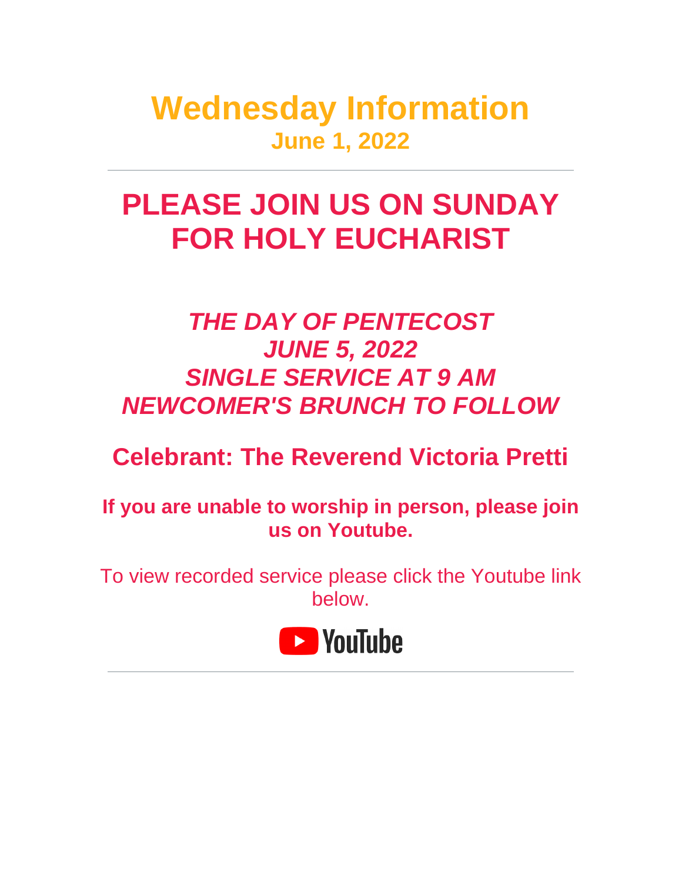# Wednesday Information

## June 1, 2022

---

# PLEASE JOIN US ON SUNDAY FOR HOLY EUCHARIST

***THE DAY OF PENTECOST***
***JUNE 5, 2022***
***SINGLE SERVICE AT 9 AM***
***NEWCOMER'S BRUNCH TO FOLLOW***

## Celebrant: The Reverend Victoria Pretti

**If you are unable to worship in person, please join us on Youtube.**

To view recorded service please click the Youtube link below.

YouTube

---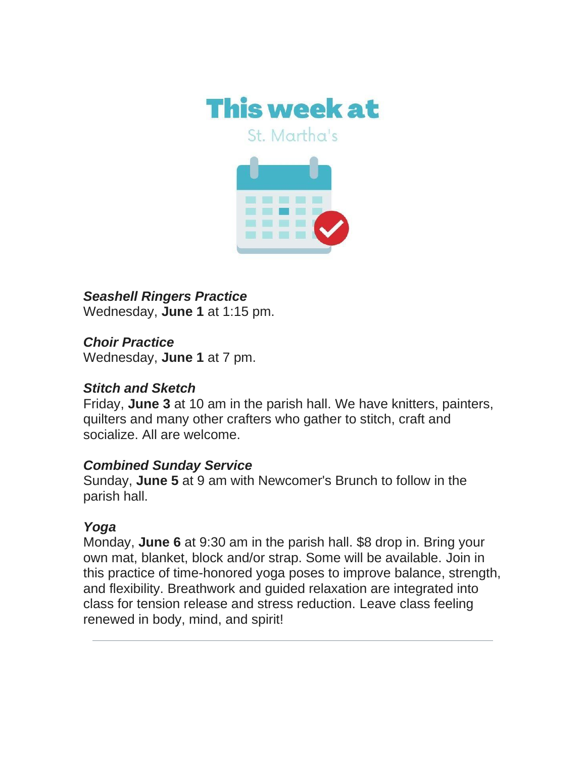# This week at

St. Martha's

***Seashell Ringers Practice***
Wednesday, **June 1** at 1:15 pm.

***Choir Practice***
Wednesday, **June 1** at 7 pm.

***Stitch and Sketch***
Friday, **June 3** at 10 am in the parish hall. We have knitters, painters, quilters and many other crafters who gather to stitch, craft and socialize. All are welcome.

***Combined Sunday Service***
Sunday, **June 5** at 9 am with Newcomer's Brunch to follow in the parish hall.

***Yoga***
Monday, **June 6** at 9:30 am in the parish hall. $8 drop in. Bring your own mat, blanket, block and/or strap. Some will be available. Join in this practice of time-honored yoga poses to improve balance, strength, and flexibility. Breathwork and guided relaxation are integrated into class for tension release and stress reduction. Leave class feeling renewed in body, mind, and spirit!

---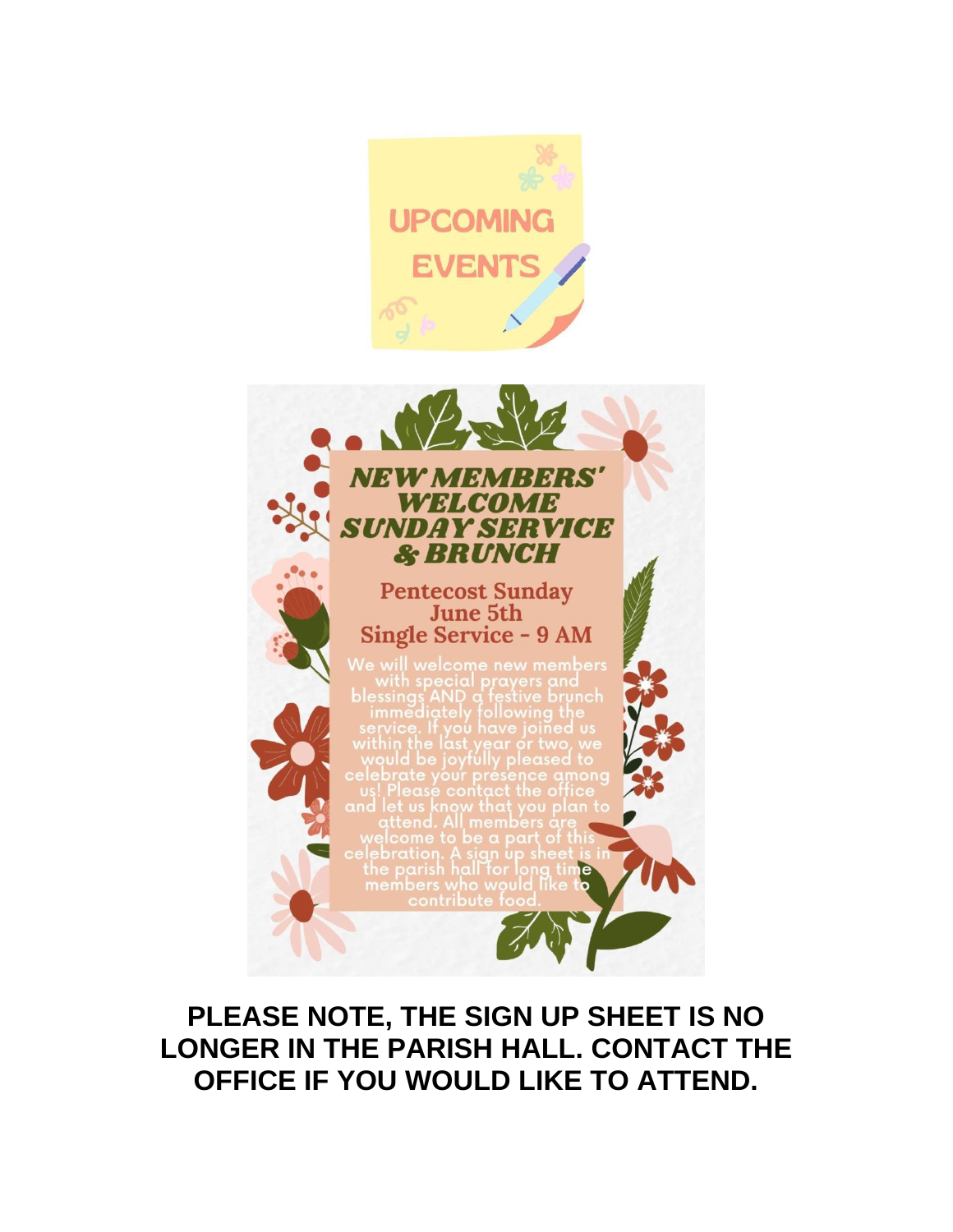# UPCOMING EVENTS

## NEW MEMBERS' WELCOME SUNDAY SERVICE & BRUNCH

**Pentecost Sunday**
**June 5th**
**Single Service - 9 AM**

We will welcome new members with special prayers and blessings AND a festive brunch immediately following the service. If you have joined us within the last year or two, we would be joyfully pleased to celebrate your presence among us! Please contact the office and let us know that you plan to attend. All members are welcome to be a part of this celebration. A sign up sheet is in the parish hall for long time members who would like to contribute food.

**PLEASE NOTE, THE SIGN UP SHEET IS NO LONGER IN THE PARISH HALL. CONTACT THE OFFICE IF YOU WOULD LIKE TO ATTEND.**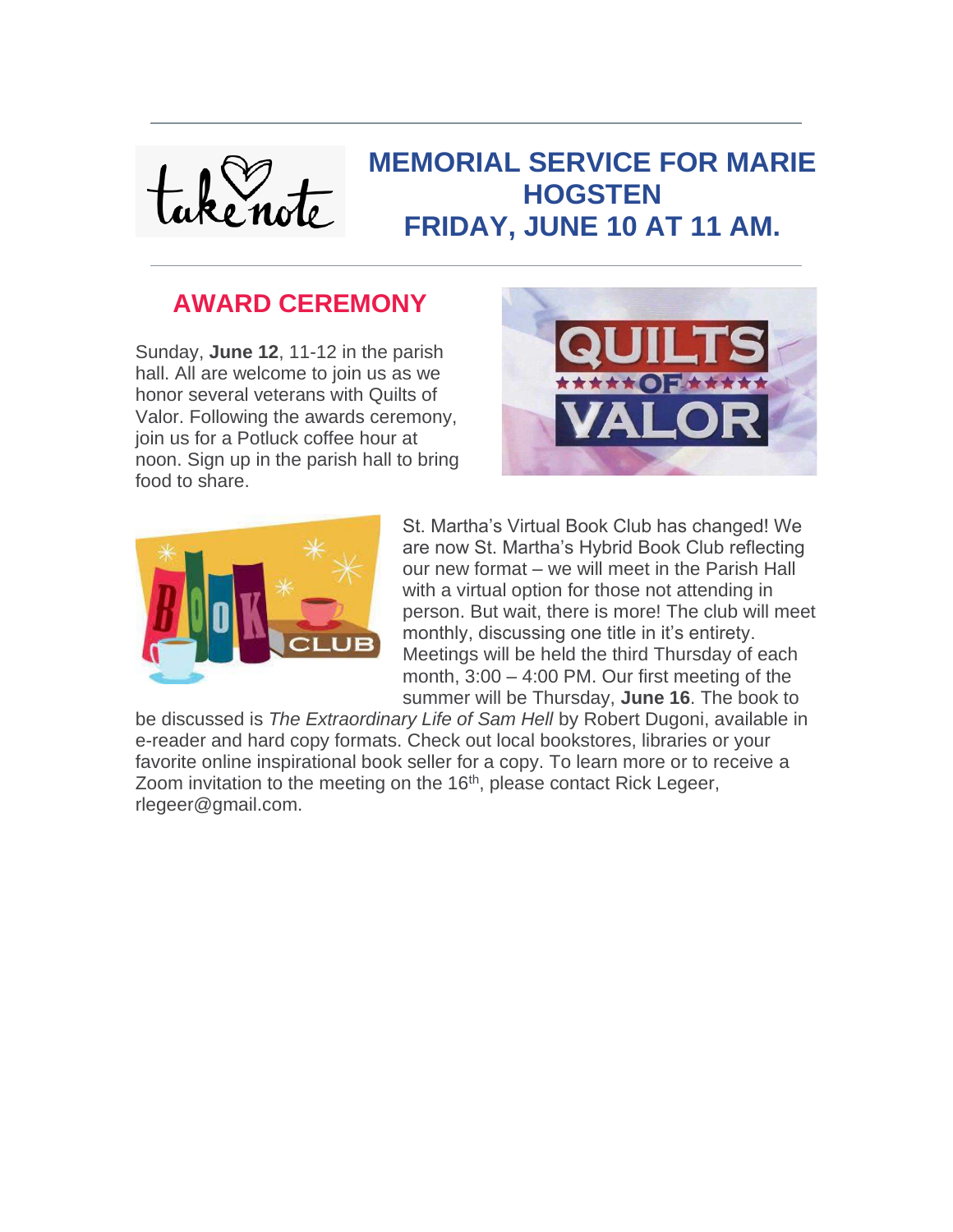---

take note

# MEMORIAL SERVICE FOR MARIE HOGSTEN FRIDAY, JUNE 10 AT 11 AM.

---

## AWARD CEREMONY

Sunday, **June 12**, 11-12 in the parish hall. All are welcome to join us as we honor several veterans with Quilts of Valor. Following the awards ceremony, join us for a Potluck coffee hour at noon. Sign up in the parish hall to bring food to share.

St. Martha's Virtual Book Club has changed! We are now St. Martha's Hybrid Book Club reflecting our new format – we will meet in the Parish Hall with a virtual option for those not attending in person. But wait, there is more! The club will meet monthly, discussing one title in it's entirety. Meetings will be held the third Thursday of each month, 3:00 – 4:00 PM. Our first meeting of the summer will be Thursday, **June 16**. The book to be discussed is *The Extraordinary Life of Sam Hell* by Robert Dugoni, available in e-reader and hard copy formats. Check out local bookstores, libraries or your favorite online inspirational book seller for a copy. To learn more or to receive a Zoom invitation to the meeting on the 16th, please contact Rick Legeer, rlegeer@gmail.com.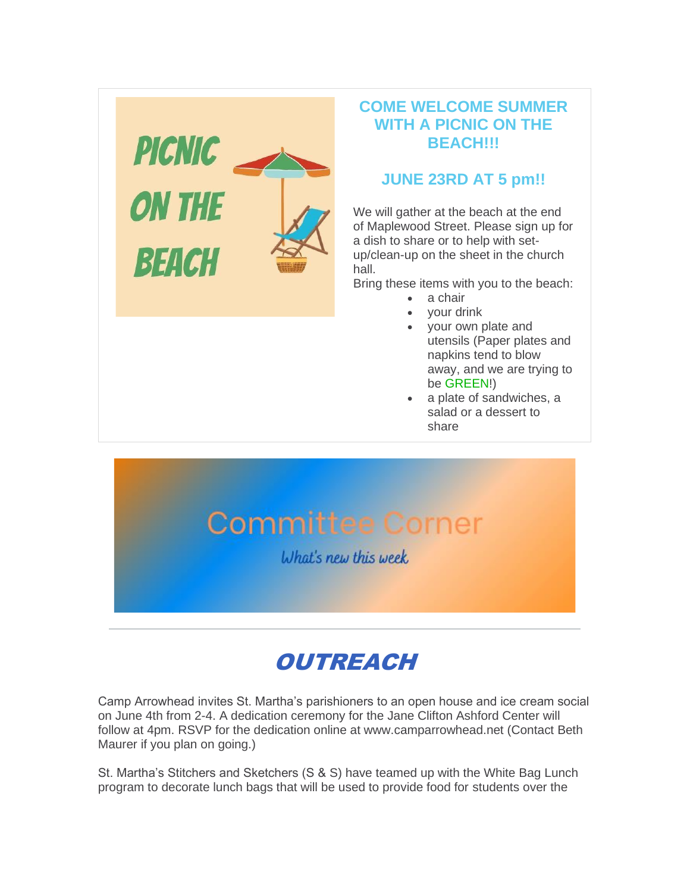PICNIC ON THE BEACH

## COME WELCOME SUMMER WITH A PICNIC ON THE BEACH!!!

## JUNE 23RD AT 5 pm!!

We will gather at the beach at the end of Maplewood Street. Please sign up for a dish to share or to help with set-up/clean-up on the sheet in the church hall.

Bring these items with you to the beach:

- a chair
- your drink
- your own plate and utensils (Paper plates and napkins tend to blow away, and we are trying to be GREEN!)
- a plate of sandwiches, a salad or a dessert to share

Committee Corner

*What's new this week*

---

# *OUTREACH*

Camp Arrowhead invites St. Martha's parishioners to an open house and ice cream social on June 4th from 2-4. A dedication ceremony for the Jane Clifton Ashford Center will follow at 4pm. RSVP for the dedication online at www.camparrowhead.net (Contact Beth Maurer if you plan on going.)

St. Martha's Stitchers and Sketchers (S & S) have teamed up with the White Bag Lunch program to decorate lunch bags that will be used to provide food for students over the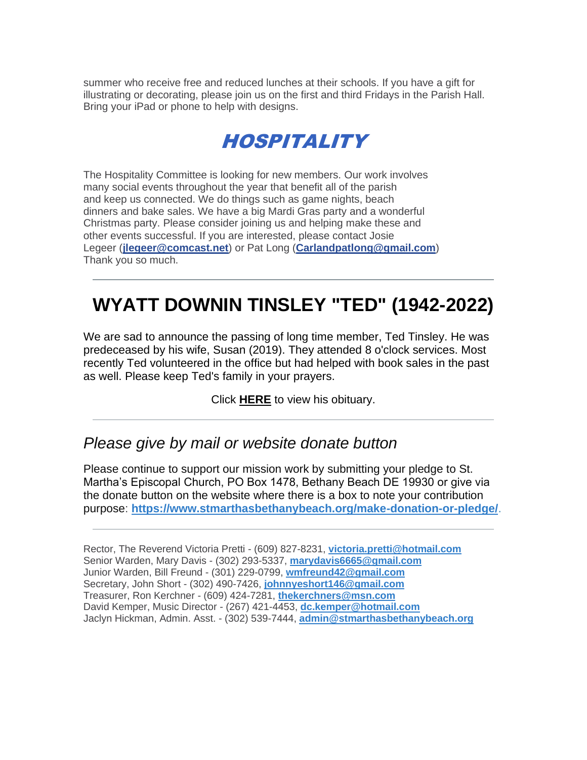summer who receive free and reduced lunches at their schools. If you have a gift for illustrating or decorating, please join us on the first and third Fridays in the Parish Hall. Bring your iPad or phone to help with designs.

## *HOSPITALITY*

The Hospitality Committee is looking for new members. Our work involves many social events throughout the year that benefit all of the parish and keep us connected. We do things such as game nights, beach dinners and bake sales. We have a big Mardi Gras party and a wonderful Christmas party. Please consider joining us and helping make these and other events successful. If you are interested, please contact Josie Legeer (**jlegeer@comcast.net**) or Pat Long (**Carlandpatlong@gmail.com**) Thank you so much.

---

# WYATT DOWNIN TINSLEY "TED" (1942-2022)

We are sad to announce the passing of long time member, Ted Tinsley. He was predeceased by his wife, Susan (2019). They attended 8 o'clock services. Most recently Ted volunteered in the office but had helped with book sales in the past as well. Please keep Ted's family in your prayers.

Click **HERE** to view his obituary.

---

## *Please give by mail or website donate button*

Please continue to support our mission work by submitting your pledge to St. Martha's Episcopal Church, PO Box 1478, Bethany Beach DE 19930 or give via the donate button on the website where there is a box to note your contribution purpose: **https://www.stmarthasbethanybeach.org/make-donation-or-pledge/**.

---

Rector, The Reverend Victoria Pretti - (609) 827-8231, **victoria.pretti@hotmail.com**
Senior Warden, Mary Davis - (302) 293-5337, **marydavis6665@gmail.com**
Junior Warden, Bill Freund - (301) 229-0799, **wmfreund42@gmail.com**
Secretary, John Short - (302) 490-7426, **johnnyeshort146@gmail.com**
Treasurer, Ron Kerchner - (609) 424-7281, **thekerchners@msn.com**
David Kemper, Music Director - (267) 421-4453, **dc.kemper@hotmail.com**
Jaclyn Hickman, Admin. Asst. - (302) 539-7444, **admin@stmarthasbethanybeach.org**